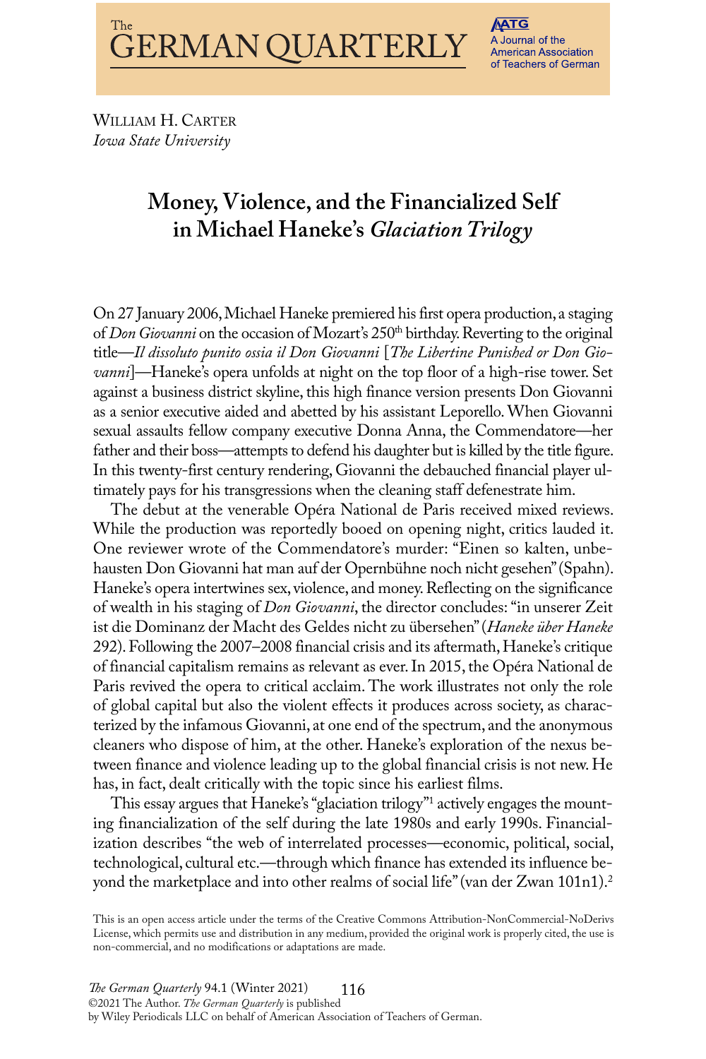William H. Carter
*Iowa State University*

# Money, Violence, and the Financialized Self in Michael Haneke's *Glaciation Trilogy*

On 27 January 2006, Michael Haneke premiered his first opera production, a staging of *Don Giovanni* on the occasion of Mozart's 250th birthday. Reverting to the original title—*Il dissoluto punito ossia il Don Giovanni* [*The Libertine Punished or Don Giovanni*]—Haneke's opera unfolds at night on the top floor of a high-rise tower. Set against a business district skyline, this high finance version presents Don Giovanni as a senior executive aided and abetted by his assistant Leporello. When Giovanni sexual assaults fellow company executive Donna Anna, the Commendatore—her father and their boss—attempts to defend his daughter but is killed by the title figure. In this twenty-first century rendering, Giovanni the debauched financial player ultimately pays for his transgressions when the cleaning staff defenestrate him.

The debut at the venerable Opéra National de Paris received mixed reviews. While the production was reportedly booed on opening night, critics lauded it. One reviewer wrote of the Commendatore's murder: "Einen so kalten, unbehausten Don Giovanni hat man auf der Opernbühne noch nicht gesehen" (Spahn). Haneke's opera intertwines sex, violence, and money. Reflecting on the significance of wealth in his staging of *Don Giovanni*, the director concludes: "in unserer Zeit ist die Dominanz der Macht des Geldes nicht zu übersehen" (*Haneke über Haneke* 292). Following the 2007–2008 financial crisis and its aftermath, Haneke's critique of financial capitalism remains as relevant as ever. In 2015, the Opéra National de Paris revived the opera to critical acclaim. The work illustrates not only the role of global capital but also the violent effects it produces across society, as characterized by the infamous Giovanni, at one end of the spectrum, and the anonymous cleaners who dispose of him, at the other. Haneke's exploration of the nexus between finance and violence leading up to the global financial crisis is not new. He has, in fact, dealt critically with the topic since his earliest films.

This essay argues that Haneke's "glaciation trilogy"[1] actively engages the mounting financialization of the self during the late 1980s and early 1990s. Financialization describes "the web of interrelated processes—economic, political, social, technological, cultural etc.—through which finance has extended its influence beyond the marketplace and into other realms of social life" (van der Zwan 101n1).[2]

This is an open access article under the terms of the Creative Commons Attribution-NonCommercial-NoDerivs License, which permits use and distribution in any medium, provided the original work is properly cited, the use is non-commercial, and no modifications or adaptations are made.

©2021 The Author. *The German Quarterly* is published by Wiley Periodicals LLC on behalf of American Association of Teachers of German.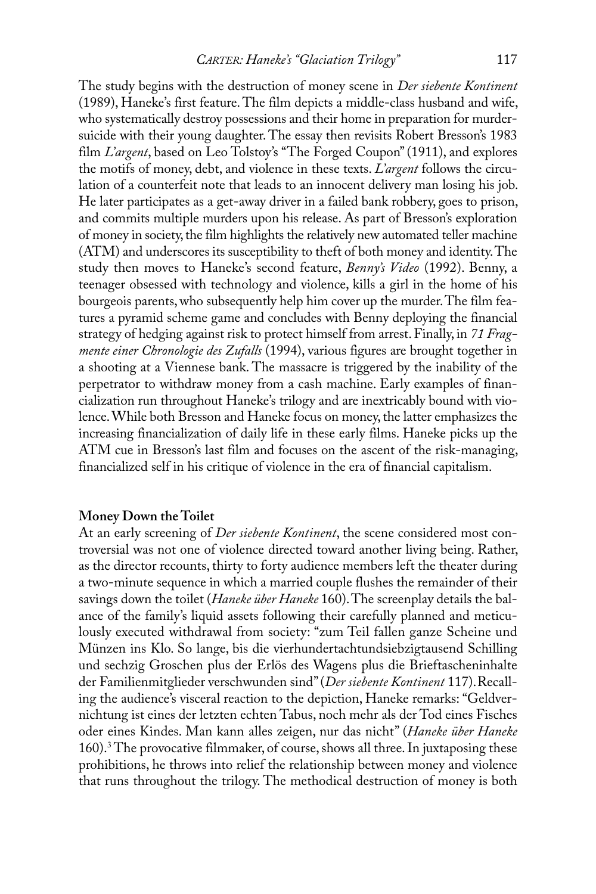The study begins with the destruction of money scene in *Der siebente Kontinent* (1989), Haneke's first feature. The film depicts a middle-class husband and wife, who systematically destroy possessions and their home in preparation for murder-suicide with their young daughter. The essay then revisits Robert Bresson's 1983 film *L'argent*, based on Leo Tolstoy's "The Forged Coupon" (1911), and explores the motifs of money, debt, and violence in these texts. *L'argent* follows the circulation of a counterfeit note that leads to an innocent delivery man losing his job. He later participates as a get-away driver in a failed bank robbery, goes to prison, and commits multiple murders upon his release. As part of Bresson's exploration of money in society, the film highlights the relatively new automated teller machine (ATM) and underscores its susceptibility to theft of both money and identity. The study then moves to Haneke's second feature, *Benny's Video* (1992). Benny, a teenager obsessed with technology and violence, kills a girl in the home of his bourgeois parents, who subsequently help him cover up the murder. The film features a pyramid scheme game and concludes with Benny deploying the financial strategy of hedging against risk to protect himself from arrest. Finally, in *71 Fragmente einer Chronologie des Zufalls* (1994), various figures are brought together in a shooting at a Viennese bank. The massacre is triggered by the inability of the perpetrator to withdraw money from a cash machine. Early examples of financialization run throughout Haneke's trilogy and are inextricably bound with violence. While both Bresson and Haneke focus on money, the latter emphasizes the increasing financialization of daily life in these early films. Haneke picks up the ATM cue in Bresson's last film and focuses on the ascent of the risk-managing, financialized self in his critique of violence in the era of financial capitalism.

**Money Down the Toilet**

At an early screening of *Der siebente Kontinent*, the scene considered most controversial was not one of violence directed toward another living being. Rather, as the director recounts, thirty to forty audience members left the theater during a two-minute sequence in which a married couple flushes the remainder of their savings down the toilet (*Haneke über Haneke* 160). The screenplay details the balance of the family's liquid assets following their carefully planned and meticulously executed withdrawal from society: "zum Teil fallen ganze Scheine und Münzen ins Klo. So lange, bis die vierhundertachtundsiebzigtausend Schilling und sechzig Groschen plus der Erlös des Wagens plus die Brieftascheninhalte der Familienmitglieder verschwunden sind" (*Der siebente Kontinent* 117). Recalling the audience's visceral reaction to the depiction, Haneke remarks: "Geldvernichtung ist eines der letzten echten Tabus, noch mehr als der Tod eines Fisches oder eines Kindes. Man kann alles zeigen, nur das nicht" (*Haneke über Haneke* 160).[3] The provocative filmmaker, of course, shows all three. In juxtaposing these prohibitions, he throws into relief the relationship between money and violence that runs throughout the trilogy. The methodical destruction of money is both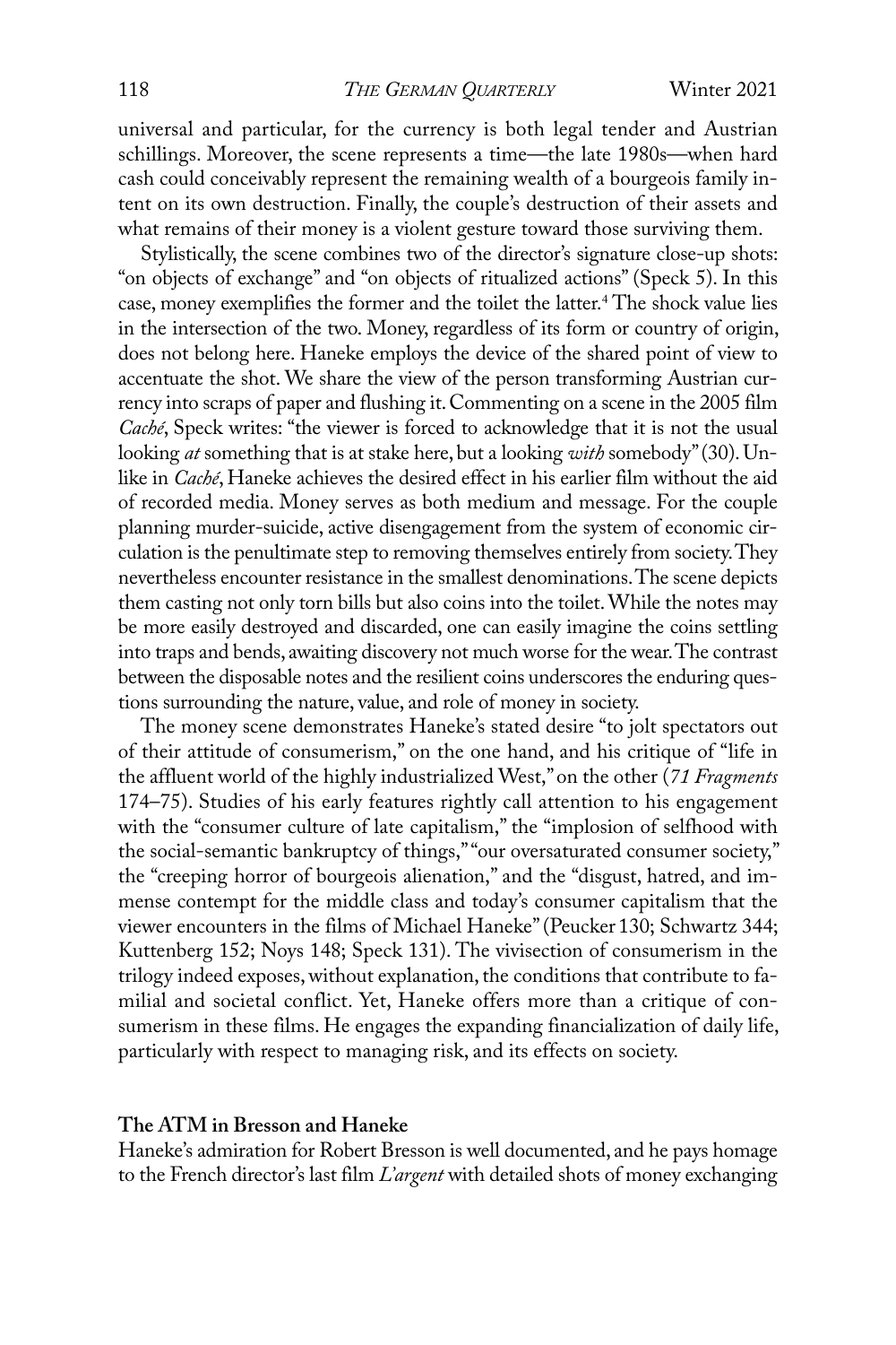universal and particular, for the currency is both legal tender and Austrian schillings. Moreover, the scene represents a time—the late 1980s—when hard cash could conceivably represent the remaining wealth of a bourgeois family intent on its own destruction. Finally, the couple's destruction of their assets and what remains of their money is a violent gesture toward those surviving them.

Stylistically, the scene combines two of the director's signature close-up shots: "on objects of exchange" and "on objects of ritualized actions" (Speck 5). In this case, money exemplifies the former and the toilet the latter.[4] The shock value lies in the intersection of the two. Money, regardless of its form or country of origin, does not belong here. Haneke employs the device of the shared point of view to accentuate the shot. We share the view of the person transforming Austrian currency into scraps of paper and flushing it. Commenting on a scene in the 2005 film *Caché*, Speck writes: "the viewer is forced to acknowledge that it is not the usual looking *at* something that is at stake here, but a looking *with* somebody" (30). Unlike in *Caché*, Haneke achieves the desired effect in his earlier film without the aid of recorded media. Money serves as both medium and message. For the couple planning murder-suicide, active disengagement from the system of economic circulation is the penultimate step to removing themselves entirely from society. They nevertheless encounter resistance in the smallest denominations. The scene depicts them casting not only torn bills but also coins into the toilet. While the notes may be more easily destroyed and discarded, one can easily imagine the coins settling into traps and bends, awaiting discovery not much worse for the wear. The contrast between the disposable notes and the resilient coins underscores the enduring questions surrounding the nature, value, and role of money in society.

The money scene demonstrates Haneke's stated desire "to jolt spectators out of their attitude of consumerism," on the one hand, and his critique of "life in the affluent world of the highly industrialized West," on the other (*71 Fragments* 174–75). Studies of his early features rightly call attention to his engagement with the "consumer culture of late capitalism," the "implosion of selfhood with the social-semantic bankruptcy of things," "our oversaturated consumer society," the "creeping horror of bourgeois alienation," and the "disgust, hatred, and immense contempt for the middle class and today's consumer capitalism that the viewer encounters in the films of Michael Haneke" (Peucker 130; Schwartz 344; Kuttenberg 152; Noys 148; Speck 131). The vivisection of consumerism in the trilogy indeed exposes, without explanation, the conditions that contribute to familial and societal conflict. Yet, Haneke offers more than a critique of consumerism in these films. He engages the expanding financialization of daily life, particularly with respect to managing risk, and its effects on society.

## The ATM in Bresson and Haneke

Haneke's admiration for Robert Bresson is well documented, and he pays homage to the French director's last film *L'argent* with detailed shots of money exchanging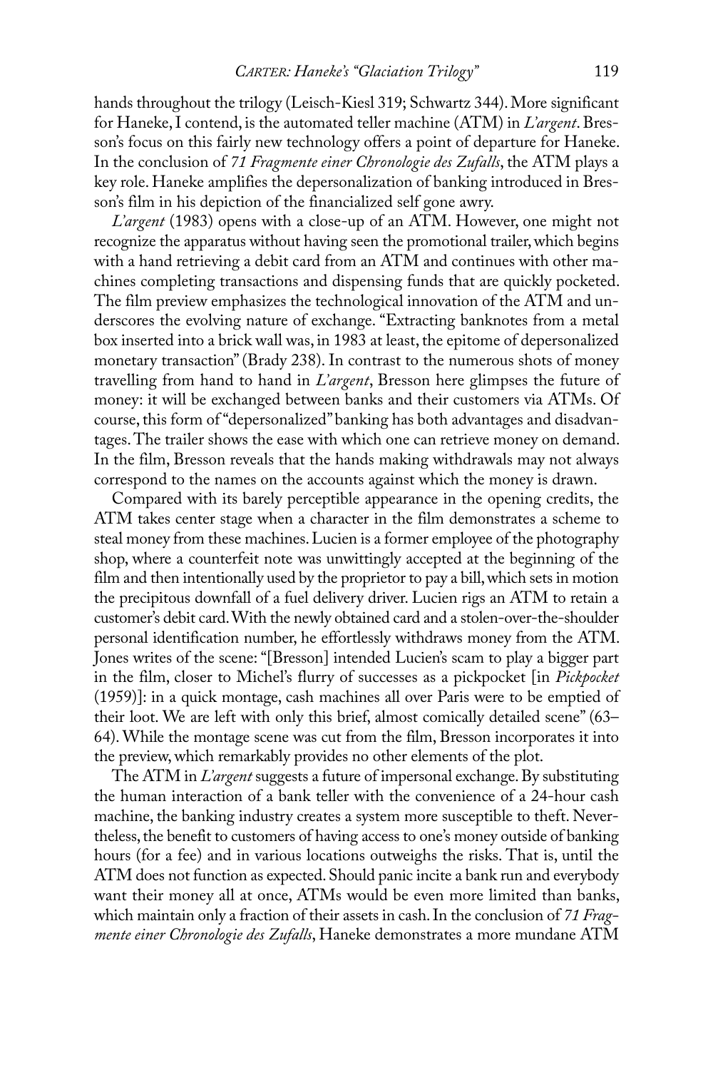hands throughout the trilogy (Leisch-Kiesl 319; Schwartz 344). More significant for Haneke, I contend, is the automated teller machine (ATM) in *L'argent*. Bresson's focus on this fairly new technology offers a point of departure for Haneke. In the conclusion of *71 Fragmente einer Chronologie des Zufalls*, the ATM plays a key role. Haneke amplifies the depersonalization of banking introduced in Bresson's film in his depiction of the financialized self gone awry.

*L'argent* (1983) opens with a close-up of an ATM. However, one might not recognize the apparatus without having seen the promotional trailer, which begins with a hand retrieving a debit card from an ATM and continues with other machines completing transactions and dispensing funds that are quickly pocketed. The film preview emphasizes the technological innovation of the ATM and underscores the evolving nature of exchange. "Extracting banknotes from a metal box inserted into a brick wall was, in 1983 at least, the epitome of depersonalized monetary transaction" (Brady 238). In contrast to the numerous shots of money travelling from hand to hand in *L'argent*, Bresson here glimpses the future of money: it will be exchanged between banks and their customers via ATMs. Of course, this form of "depersonalized" banking has both advantages and disadvantages. The trailer shows the ease with which one can retrieve money on demand. In the film, Bresson reveals that the hands making withdrawals may not always correspond to the names on the accounts against which the money is drawn.

Compared with its barely perceptible appearance in the opening credits, the ATM takes center stage when a character in the film demonstrates a scheme to steal money from these machines. Lucien is a former employee of the photography shop, where a counterfeit note was unwittingly accepted at the beginning of the film and then intentionally used by the proprietor to pay a bill, which sets in motion the precipitous downfall of a fuel delivery driver. Lucien rigs an ATM to retain a customer's debit card. With the newly obtained card and a stolen-over-the-shoulder personal identification number, he effortlessly withdraws money from the ATM. Jones writes of the scene: "[Bresson] intended Lucien's scam to play a bigger part in the film, closer to Michel's flurry of successes as a pickpocket [in *Pickpocket* (1959)]: in a quick montage, cash machines all over Paris were to be emptied of their loot. We are left with only this brief, almost comically detailed scene" (63–64). While the montage scene was cut from the film, Bresson incorporates it into the preview, which remarkably provides no other elements of the plot.

The ATM in *L'argent* suggests a future of impersonal exchange. By substituting the human interaction of a bank teller with the convenience of a 24-hour cash machine, the banking industry creates a system more susceptible to theft. Nevertheless, the benefit to customers of having access to one's money outside of banking hours (for a fee) and in various locations outweighs the risks. That is, until the ATM does not function as expected. Should panic incite a bank run and everybody want their money all at once, ATMs would be even more limited than banks, which maintain only a fraction of their assets in cash. In the conclusion of *71 Fragmente einer Chronologie des Zufalls*, Haneke demonstrates a more mundane ATM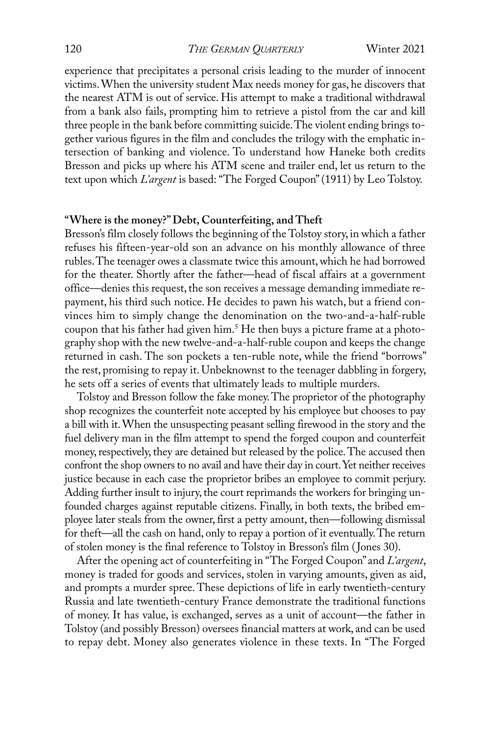experience that precipitates a personal crisis leading to the murder of innocent victims. When the university student Max needs money for gas, he discovers that the nearest ATM is out of service. His attempt to make a traditional withdrawal from a bank also fails, prompting him to retrieve a pistol from the car and kill three people in the bank before committing suicide. The violent ending brings together various figures in the film and concludes the trilogy with the emphatic intersection of banking and violence. To understand how Haneke both credits Bresson and picks up where his ATM scene and trailer end, let us return to the text upon which *L'argent* is based: "The Forged Coupon" (1911) by Leo Tolstoy.

## "Where is the money?" Debt, Counterfeiting, and Theft

Bresson's film closely follows the beginning of the Tolstoy story, in which a father refuses his fifteen-year-old son an advance on his monthly allowance of three rubles. The teenager owes a classmate twice this amount, which he had borrowed for the theater. Shortly after the father—head of fiscal affairs at a government office—denies this request, the son receives a message demanding immediate repayment, his third such notice. He decides to pawn his watch, but a friend convinces him to simply change the denomination on the two-and-a-half-ruble coupon that his father had given him.[5] He then buys a picture frame at a photography shop with the new twelve-and-a-half-ruble coupon and keeps the change returned in cash. The son pockets a ten-ruble note, while the friend "borrows" the rest, promising to repay it. Unbeknownst to the teenager dabbling in forgery, he sets off a series of events that ultimately leads to multiple murders.

Tolstoy and Bresson follow the fake money. The proprietor of the photography shop recognizes the counterfeit note accepted by his employee but chooses to pay a bill with it. When the unsuspecting peasant selling firewood in the story and the fuel delivery man in the film attempt to spend the forged coupon and counterfeit money, respectively, they are detained but released by the police. The accused then confront the shop owners to no avail and have their day in court. Yet neither receives justice because in each case the proprietor bribes an employee to commit perjury. Adding further insult to injury, the court reprimands the workers for bringing unfounded charges against reputable citizens. Finally, in both texts, the bribed employee later steals from the owner, first a petty amount, then—following dismissal for theft—all the cash on hand, only to repay a portion of it eventually. The return of stolen money is the final reference to Tolstoy in Bresson's film (Jones 30).

After the opening act of counterfeiting in "The Forged Coupon" and *L'argent*, money is traded for goods and services, stolen in varying amounts, given as aid, and prompts a murder spree. These depictions of life in early twentieth-century Russia and late twentieth-century France demonstrate the traditional functions of money. It has value, is exchanged, serves as a unit of account—the father in Tolstoy (and possibly Bresson) oversees financial matters at work, and can be used to repay debt. Money also generates violence in these texts. In "The Forged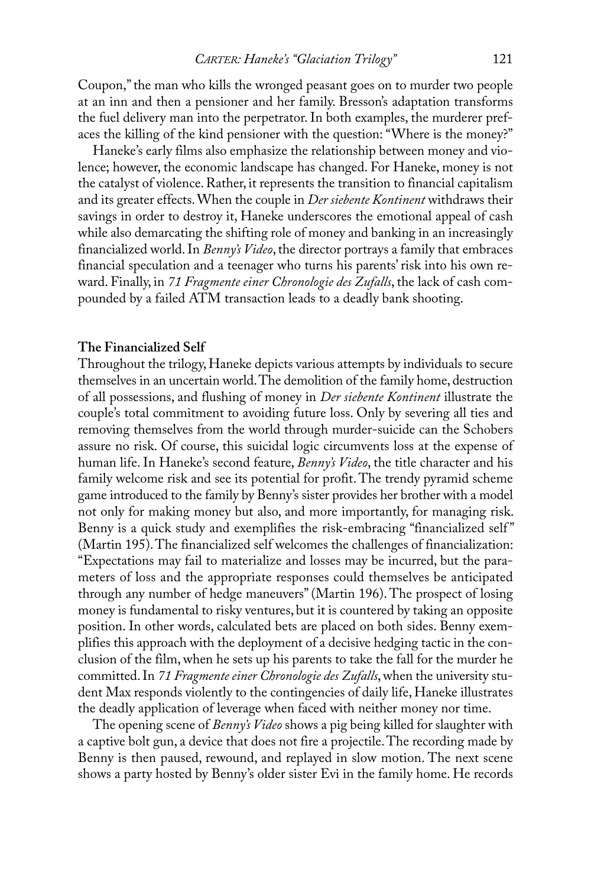Coupon," the man who kills the wronged peasant goes on to murder two people at an inn and then a pensioner and her family. Bresson's adaptation transforms the fuel delivery man into the perpetrator. In both examples, the murderer prefaces the killing of the kind pensioner with the question: "Where is the money?"

Haneke's early films also emphasize the relationship between money and violence; however, the economic landscape has changed. For Haneke, money is not the catalyst of violence. Rather, it represents the transition to financial capitalism and its greater effects. When the couple in *Der siebente Kontinent* withdraws their savings in order to destroy it, Haneke underscores the emotional appeal of cash while also demarcating the shifting role of money and banking in an increasingly financialized world. In *Benny's Video*, the director portrays a family that embraces financial speculation and a teenager who turns his parents' risk into his own reward. Finally, in *71 Fragmente einer Chronologie des Zufalls*, the lack of cash compounded by a failed ATM transaction leads to a deadly bank shooting.

## The Financialized Self

Throughout the trilogy, Haneke depicts various attempts by individuals to secure themselves in an uncertain world. The demolition of the family home, destruction of all possessions, and flushing of money in *Der siebente Kontinent* illustrate the couple's total commitment to avoiding future loss. Only by severing all ties and removing themselves from the world through murder-suicide can the Schobers assure no risk. Of course, this suicidal logic circumvents loss at the expense of human life. In Haneke's second feature, *Benny's Video*, the title character and his family welcome risk and see its potential for profit. The trendy pyramid scheme game introduced to the family by Benny's sister provides her brother with a model not only for making money but also, and more importantly, for managing risk. Benny is a quick study and exemplifies the risk-embracing "financialized self" (Martin 195). The financialized self welcomes the challenges of financialization: "Expectations may fail to materialize and losses may be incurred, but the parameters of loss and the appropriate responses could themselves be anticipated through any number of hedge maneuvers" (Martin 196). The prospect of losing money is fundamental to risky ventures, but it is countered by taking an opposite position. In other words, calculated bets are placed on both sides. Benny exemplifies this approach with the deployment of a decisive hedging tactic in the conclusion of the film, when he sets up his parents to take the fall for the murder he committed. In *71 Fragmente einer Chronologie des Zufalls*, when the university student Max responds violently to the contingencies of daily life, Haneke illustrates the deadly application of leverage when faced with neither money nor time.

The opening scene of *Benny's Video* shows a pig being killed for slaughter with a captive bolt gun, a device that does not fire a projectile. The recording made by Benny is then paused, rewound, and replayed in slow motion. The next scene shows a party hosted by Benny's older sister Evi in the family home. He records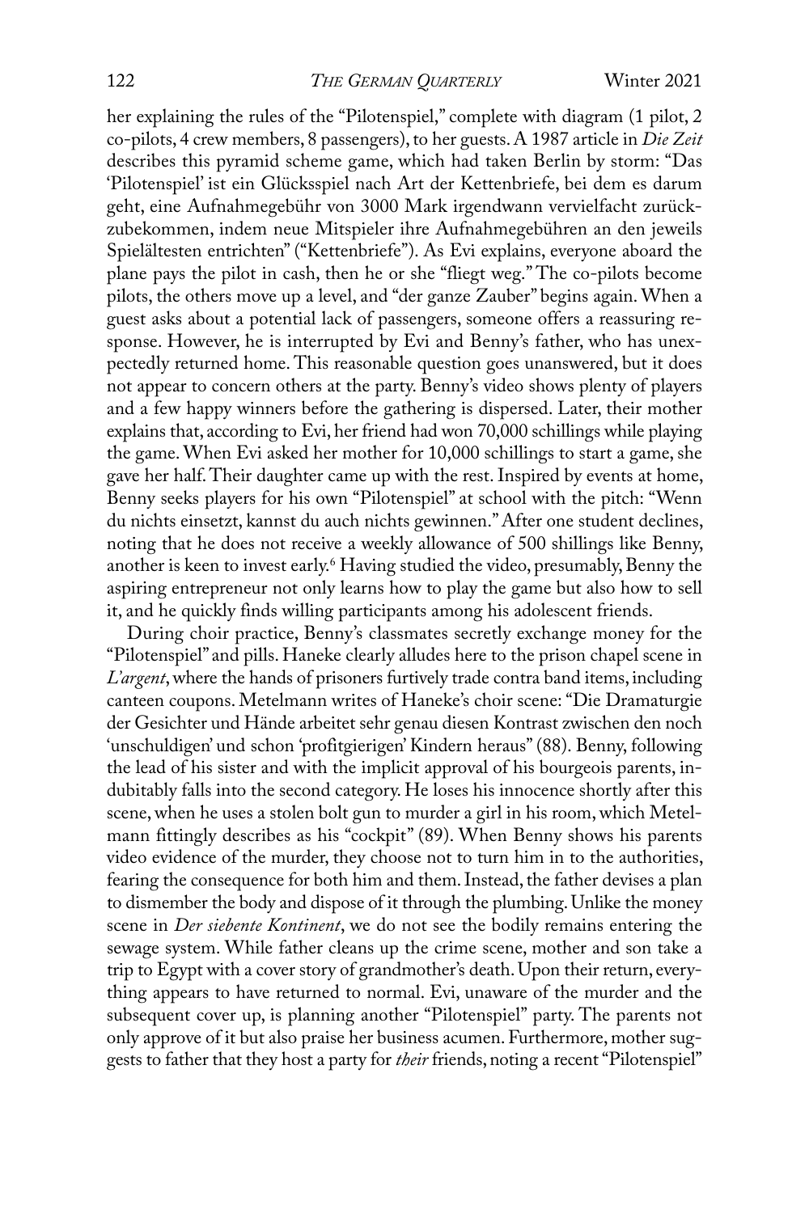her explaining the rules of the "Pilotenspiel," complete with diagram (1 pilot, 2 co-pilots, 4 crew members, 8 passengers), to her guests. A 1987 article in *Die Zeit* describes this pyramid scheme game, which had taken Berlin by storm: "Das 'Pilotenspiel' ist ein Glücksspiel nach Art der Kettenbriefe, bei dem es darum geht, eine Aufnahmegebühr von 3000 Mark irgendwann vervielfacht zurückzubekommen, indem neue Mitspieler ihre Aufnahmegebühren an den jeweils Spielältesten entrichten" ("Kettenbriefe"). As Evi explains, everyone aboard the plane pays the pilot in cash, then he or she "fliegt weg." The co-pilots become pilots, the others move up a level, and "der ganze Zauber" begins again. When a guest asks about a potential lack of passengers, someone offers a reassuring response. However, he is interrupted by Evi and Benny's father, who has unexpectedly returned home. This reasonable question goes unanswered, but it does not appear to concern others at the party. Benny's video shows plenty of players and a few happy winners before the gathering is dispersed. Later, their mother explains that, according to Evi, her friend had won 70,000 schillings while playing the game. When Evi asked her mother for 10,000 schillings to start a game, she gave her half. Their daughter came up with the rest. Inspired by events at home, Benny seeks players for his own "Pilotenspiel" at school with the pitch: "Wenn du nichts einsetzt, kannst du auch nichts gewinnen." After one student declines, noting that he does not receive a weekly allowance of 500 shillings like Benny, another is keen to invest early.[6] Having studied the video, presumably, Benny the aspiring entrepreneur not only learns how to play the game but also how to sell it, and he quickly finds willing participants among his adolescent friends.

During choir practice, Benny's classmates secretly exchange money for the "Pilotenspiel" and pills. Haneke clearly alludes here to the prison chapel scene in *L'argent*, where the hands of prisoners furtively trade contra band items, including canteen coupons. Metelmann writes of Haneke's choir scene: "Die Dramaturgie der Gesichter und Hände arbeitet sehr genau diesen Kontrast zwischen den noch 'unschuldigen' und schon 'profitgierigen' Kindern heraus" (88). Benny, following the lead of his sister and with the implicit approval of his bourgeois parents, indubitably falls into the second category. He loses his innocence shortly after this scene, when he uses a stolen bolt gun to murder a girl in his room, which Metelmann fittingly describes as his "cockpit" (89). When Benny shows his parents video evidence of the murder, they choose not to turn him in to the authorities, fearing the consequence for both him and them. Instead, the father devises a plan to dismember the body and dispose of it through the plumbing. Unlike the money scene in *Der siebente Kontinent*, we do not see the bodily remains entering the sewage system. While father cleans up the crime scene, mother and son take a trip to Egypt with a cover story of grandmother's death. Upon their return, everything appears to have returned to normal. Evi, unaware of the murder and the subsequent cover up, is planning another "Pilotenspiel" party. The parents not only approve of it but also praise her business acumen. Furthermore, mother suggests to father that they host a party for *their* friends, noting a recent "Pilotenspiel"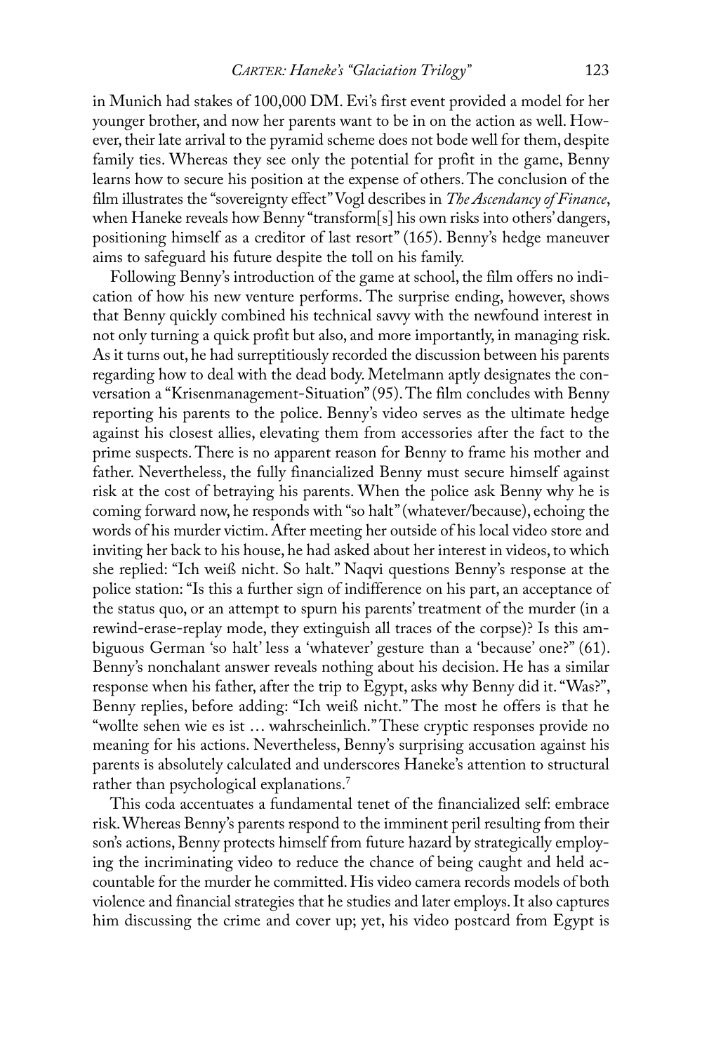in Munich had stakes of 100,000 DM. Evi's first event provided a model for her younger brother, and now her parents want to be in on the action as well. However, their late arrival to the pyramid scheme does not bode well for them, despite family ties. Whereas they see only the potential for profit in the game, Benny learns how to secure his position at the expense of others. The conclusion of the film illustrates the "sovereignty effect" Vogl describes in *The Ascendancy of Finance*, when Haneke reveals how Benny "transform[s] his own risks into others' dangers, positioning himself as a creditor of last resort" (165). Benny's hedge maneuver aims to safeguard his future despite the toll on his family.

Following Benny's introduction of the game at school, the film offers no indication of how his new venture performs. The surprise ending, however, shows that Benny quickly combined his technical savvy with the newfound interest in not only turning a quick profit but also, and more importantly, in managing risk. As it turns out, he had surreptitiously recorded the discussion between his parents regarding how to deal with the dead body. Metelmann aptly designates the conversation a "Krisenmanagement-Situation" (95). The film concludes with Benny reporting his parents to the police. Benny's video serves as the ultimate hedge against his closest allies, elevating them from accessories after the fact to the prime suspects. There is no apparent reason for Benny to frame his mother and father. Nevertheless, the fully financialized Benny must secure himself against risk at the cost of betraying his parents. When the police ask Benny why he is coming forward now, he responds with "so halt" (whatever/because), echoing the words of his murder victim. After meeting her outside of his local video store and inviting her back to his house, he had asked about her interest in videos, to which she replied: "Ich weiß nicht. So halt." Naqvi questions Benny's response at the police station: "Is this a further sign of indifference on his part, an acceptance of the status quo, or an attempt to spurn his parents' treatment of the murder (in a rewind-erase-replay mode, they extinguish all traces of the corpse)? Is this ambiguous German 'so halt' less a 'whatever' gesture than a 'because' one?" (61). Benny's nonchalant answer reveals nothing about his decision. He has a similar response when his father, after the trip to Egypt, asks why Benny did it. "Was?", Benny replies, before adding: "Ich weiß nicht." The most he offers is that he "wollte sehen wie es ist … wahrscheinlich." These cryptic responses provide no meaning for his actions. Nevertheless, Benny's surprising accusation against his parents is absolutely calculated and underscores Haneke's attention to structural rather than psychological explanations.[7]

This coda accentuates a fundamental tenet of the financialized self: embrace risk. Whereas Benny's parents respond to the imminent peril resulting from their son's actions, Benny protects himself from future hazard by strategically employing the incriminating video to reduce the chance of being caught and held accountable for the murder he committed. His video camera records models of both violence and financial strategies that he studies and later employs. It also captures him discussing the crime and cover up; yet, his video postcard from Egypt is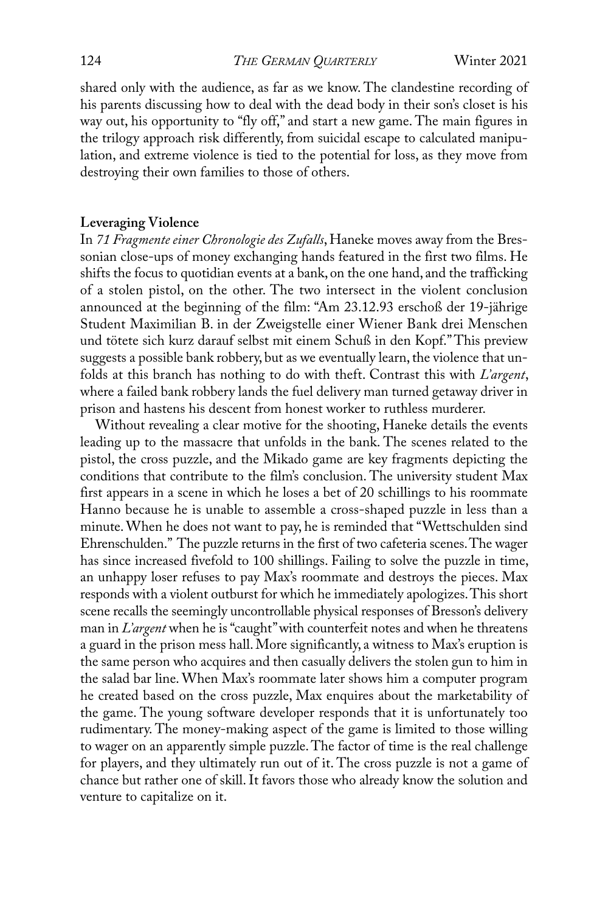shared only with the audience, as far as we know. The clandestine recording of his parents discussing how to deal with the dead body in their son's closet is his way out, his opportunity to "fly off," and start a new game. The main figures in the trilogy approach risk differently, from suicidal escape to calculated manipulation, and extreme violence is tied to the potential for loss, as they move from destroying their own families to those of others.

## Leveraging Violence

In *71 Fragmente einer Chronologie des Zufalls*, Haneke moves away from the Bressonian close-ups of money exchanging hands featured in the first two films. He shifts the focus to quotidian events at a bank, on the one hand, and the trafficking of a stolen pistol, on the other. The two intersect in the violent conclusion announced at the beginning of the film: "Am 23.12.93 erschoß der 19-jährige Student Maximilian B. in der Zweigstelle einer Wiener Bank drei Menschen und tötete sich kurz darauf selbst mit einem Schuß in den Kopf." This preview suggests a possible bank robbery, but as we eventually learn, the violence that unfolds at this branch has nothing to do with theft. Contrast this with *L'argent*, where a failed bank robbery lands the fuel delivery man turned getaway driver in prison and hastens his descent from honest worker to ruthless murderer.

Without revealing a clear motive for the shooting, Haneke details the events leading up to the massacre that unfolds in the bank. The scenes related to the pistol, the cross puzzle, and the Mikado game are key fragments depicting the conditions that contribute to the film's conclusion. The university student Max first appears in a scene in which he loses a bet of 20 schillings to his roommate Hanno because he is unable to assemble a cross-shaped puzzle in less than a minute. When he does not want to pay, he is reminded that "Wettschulden sind Ehrenschulden." The puzzle returns in the first of two cafeteria scenes. The wager has since increased fivefold to 100 shillings. Failing to solve the puzzle in time, an unhappy loser refuses to pay Max's roommate and destroys the pieces. Max responds with a violent outburst for which he immediately apologizes. This short scene recalls the seemingly uncontrollable physical responses of Bresson's delivery man in *L'argent* when he is "caught" with counterfeit notes and when he threatens a guard in the prison mess hall. More significantly, a witness to Max's eruption is the same person who acquires and then casually delivers the stolen gun to him in the salad bar line. When Max's roommate later shows him a computer program he created based on the cross puzzle, Max enquires about the marketability of the game. The young software developer responds that it is unfortunately too rudimentary. The money-making aspect of the game is limited to those willing to wager on an apparently simple puzzle. The factor of time is the real challenge for players, and they ultimately run out of it. The cross puzzle is not a game of chance but rather one of skill. It favors those who already know the solution and venture to capitalize on it.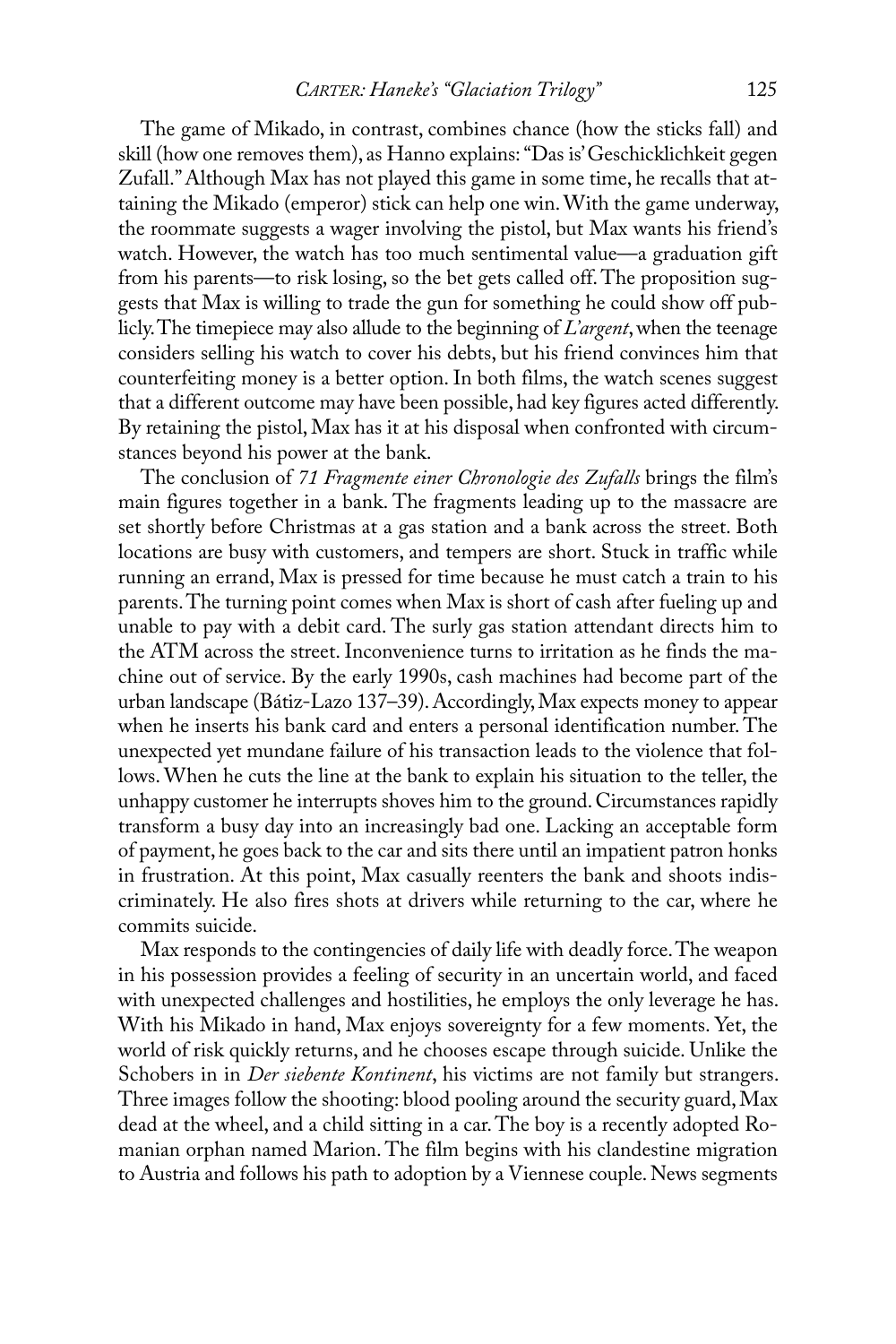The game of Mikado, in contrast, combines chance (how the sticks fall) and skill (how one removes them), as Hanno explains: "Das is' Geschicklichkeit gegen Zufall." Although Max has not played this game in some time, he recalls that attaining the Mikado (emperor) stick can help one win. With the game underway, the roommate suggests a wager involving the pistol, but Max wants his friend's watch. However, the watch has too much sentimental value—a graduation gift from his parents—to risk losing, so the bet gets called off. The proposition suggests that Max is willing to trade the gun for something he could show off publicly. The timepiece may also allude to the beginning of *L'argent*, when the teenage considers selling his watch to cover his debts, but his friend convinces him that counterfeiting money is a better option. In both films, the watch scenes suggest that a different outcome may have been possible, had key figures acted differently. By retaining the pistol, Max has it at his disposal when confronted with circumstances beyond his power at the bank.

The conclusion of *71 Fragmente einer Chronologie des Zufalls* brings the film's main figures together in a bank. The fragments leading up to the massacre are set shortly before Christmas at a gas station and a bank across the street. Both locations are busy with customers, and tempers are short. Stuck in traffic while running an errand, Max is pressed for time because he must catch a train to his parents. The turning point comes when Max is short of cash after fueling up and unable to pay with a debit card. The surly gas station attendant directs him to the ATM across the street. Inconvenience turns to irritation as he finds the machine out of service. By the early 1990s, cash machines had become part of the urban landscape (Bátiz-Lazo 137–39). Accordingly, Max expects money to appear when he inserts his bank card and enters a personal identification number. The unexpected yet mundane failure of his transaction leads to the violence that follows. When he cuts the line at the bank to explain his situation to the teller, the unhappy customer he interrupts shoves him to the ground. Circumstances rapidly transform a busy day into an increasingly bad one. Lacking an acceptable form of payment, he goes back to the car and sits there until an impatient patron honks in frustration. At this point, Max casually reenters the bank and shoots indiscriminately. He also fires shots at drivers while returning to the car, where he commits suicide.

Max responds to the contingencies of daily life with deadly force. The weapon in his possession provides a feeling of security in an uncertain world, and faced with unexpected challenges and hostilities, he employs the only leverage he has. With his Mikado in hand, Max enjoys sovereignty for a few moments. Yet, the world of risk quickly returns, and he chooses escape through suicide. Unlike the Schobers in in *Der siebente Kontinent*, his victims are not family but strangers. Three images follow the shooting: blood pooling around the security guard, Max dead at the wheel, and a child sitting in a car. The boy is a recently adopted Romanian orphan named Marion. The film begins with his clandestine migration to Austria and follows his path to adoption by a Viennese couple. News segments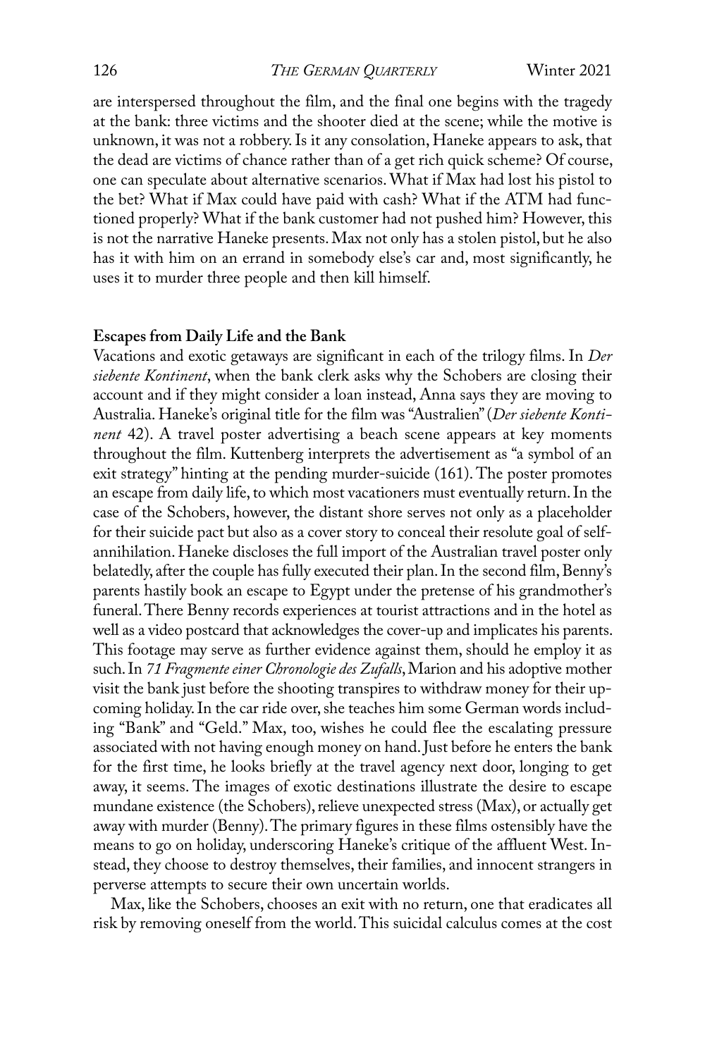are interspersed throughout the film, and the final one begins with the tragedy at the bank: three victims and the shooter died at the scene; while the motive is unknown, it was not a robbery. Is it any consolation, Haneke appears to ask, that the dead are victims of chance rather than of a get rich quick scheme? Of course, one can speculate about alternative scenarios. What if Max had lost his pistol to the bet? What if Max could have paid with cash? What if the ATM had functioned properly? What if the bank customer had not pushed him? However, this is not the narrative Haneke presents. Max not only has a stolen pistol, but he also has it with him on an errand in somebody else's car and, most significantly, he uses it to murder three people and then kill himself.

## Escapes from Daily Life and the Bank

Vacations and exotic getaways are significant in each of the trilogy films. In *Der siebente Kontinent*, when the bank clerk asks why the Schobers are closing their account and if they might consider a loan instead, Anna says they are moving to Australia. Haneke's original title for the film was "Australien" (*Der siebente Kontinent* 42). A travel poster advertising a beach scene appears at key moments throughout the film. Kuttenberg interprets the advertisement as "a symbol of an exit strategy" hinting at the pending murder-suicide (161). The poster promotes an escape from daily life, to which most vacationers must eventually return. In the case of the Schobers, however, the distant shore serves not only as a placeholder for their suicide pact but also as a cover story to conceal their resolute goal of self-annihilation. Haneke discloses the full import of the Australian travel poster only belatedly, after the couple has fully executed their plan. In the second film, Benny's parents hastily book an escape to Egypt under the pretense of his grandmother's funeral. There Benny records experiences at tourist attractions and in the hotel as well as a video postcard that acknowledges the cover-up and implicates his parents. This footage may serve as further evidence against them, should he employ it as such. In *71 Fragmente einer Chronologie des Zufalls*, Marion and his adoptive mother visit the bank just before the shooting transpires to withdraw money for their upcoming holiday. In the car ride over, she teaches him some German words including "Bank" and "Geld." Max, too, wishes he could flee the escalating pressure associated with not having enough money on hand. Just before he enters the bank for the first time, he looks briefly at the travel agency next door, longing to get away, it seems. The images of exotic destinations illustrate the desire to escape mundane existence (the Schobers), relieve unexpected stress (Max), or actually get away with murder (Benny). The primary figures in these films ostensibly have the means to go on holiday, underscoring Haneke's critique of the affluent West. Instead, they choose to destroy themselves, their families, and innocent strangers in perverse attempts to secure their own uncertain worlds.

Max, like the Schobers, chooses an exit with no return, one that eradicates all risk by removing oneself from the world. This suicidal calculus comes at the cost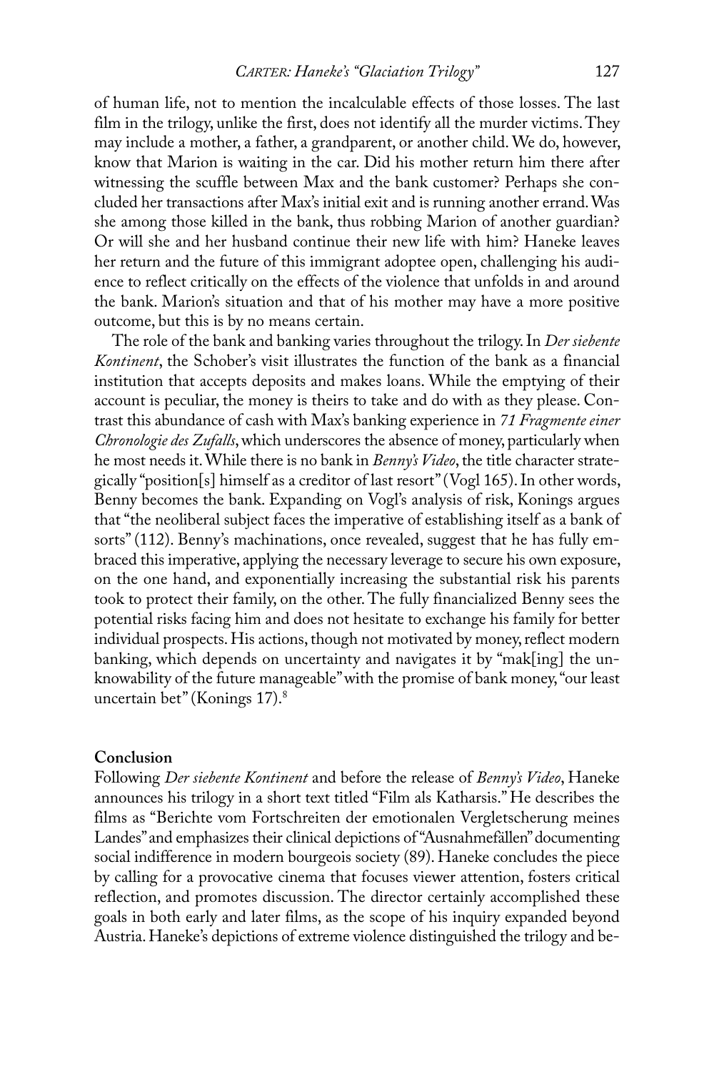of human life, not to mention the incalculable effects of those losses. The last film in the trilogy, unlike the first, does not identify all the murder victims. They may include a mother, a father, a grandparent, or another child. We do, however, know that Marion is waiting in the car. Did his mother return him there after witnessing the scuffle between Max and the bank customer? Perhaps she concluded her transactions after Max's initial exit and is running another errand. Was she among those killed in the bank, thus robbing Marion of another guardian? Or will she and her husband continue their new life with him? Haneke leaves her return and the future of this immigrant adoptee open, challenging his audience to reflect critically on the effects of the violence that unfolds in and around the bank. Marion's situation and that of his mother may have a more positive outcome, but this is by no means certain.

The role of the bank and banking varies throughout the trilogy. In *Der siebente Kontinent*, the Schober's visit illustrates the function of the bank as a financial institution that accepts deposits and makes loans. While the emptying of their account is peculiar, the money is theirs to take and do with as they please. Contrast this abundance of cash with Max's banking experience in *71 Fragmente einer Chronologie des Zufalls*, which underscores the absence of money, particularly when he most needs it. While there is no bank in *Benny's Video*, the title character strategically "position[s] himself as a creditor of last resort" (Vogl 165). In other words, Benny becomes the bank. Expanding on Vogl's analysis of risk, Konings argues that "the neoliberal subject faces the imperative of establishing itself as a bank of sorts" (112). Benny's machinations, once revealed, suggest that he has fully embraced this imperative, applying the necessary leverage to secure his own exposure, on the one hand, and exponentially increasing the substantial risk his parents took to protect their family, on the other. The fully financialized Benny sees the potential risks facing him and does not hesitate to exchange his family for better individual prospects. His actions, though not motivated by money, reflect modern banking, which depends on uncertainty and navigates it by "mak[ing] the unknowability of the future manageable" with the promise of bank money, "our least uncertain bet" (Konings 17).[8]

## Conclusion

Following *Der siebente Kontinent* and before the release of *Benny's Video*, Haneke announces his trilogy in a short text titled "Film als Katharsis." He describes the films as "Berichte vom Fortschreiten der emotionalen Vergletscherung meines Landes" and emphasizes their clinical depictions of "Ausnahmefällen" documenting social indifference in modern bourgeois society (89). Haneke concludes the piece by calling for a provocative cinema that focuses viewer attention, fosters critical reflection, and promotes discussion. The director certainly accomplished these goals in both early and later films, as the scope of his inquiry expanded beyond Austria. Haneke's depictions of extreme violence distinguished the trilogy and be-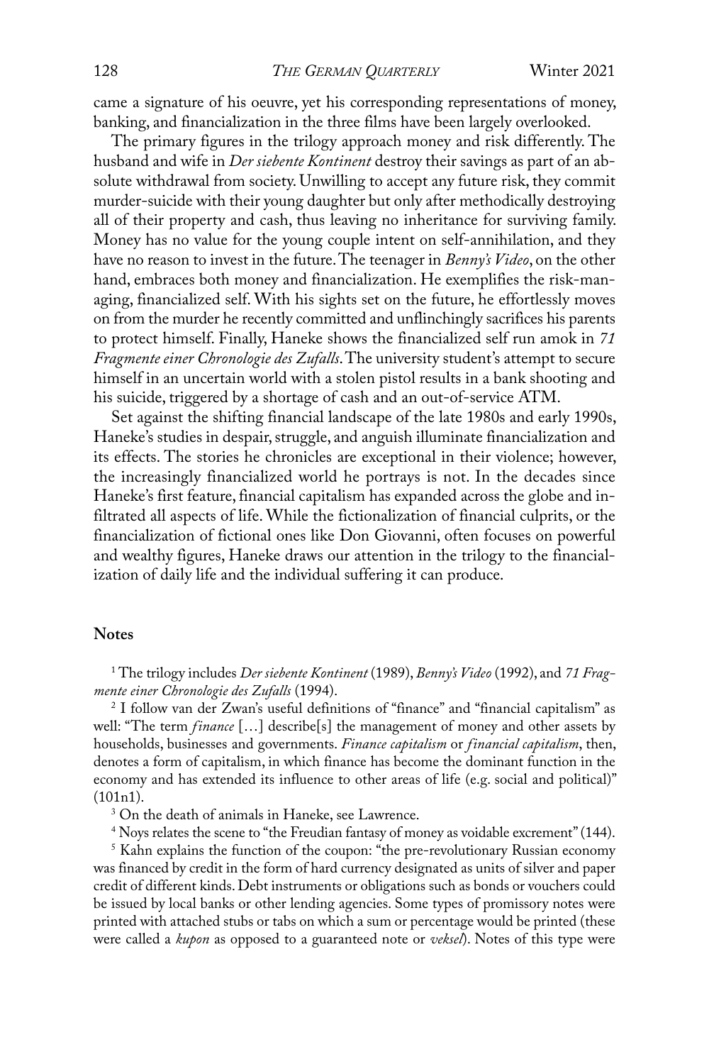came a signature of his oeuvre, yet his corresponding representations of money, banking, and financialization in the three films have been largely overlooked.

The primary figures in the trilogy approach money and risk differently. The husband and wife in *Der siebente Kontinent* destroy their savings as part of an absolute withdrawal from society. Unwilling to accept any future risk, they commit murder-suicide with their young daughter but only after methodically destroying all of their property and cash, thus leaving no inheritance for surviving family. Money has no value for the young couple intent on self-annihilation, and they have no reason to invest in the future. The teenager in *Benny's Video*, on the other hand, embraces both money and financialization. He exemplifies the risk-managing, financialized self. With his sights set on the future, he effortlessly moves on from the murder he recently committed and unflinchingly sacrifices his parents to protect himself. Finally, Haneke shows the financialized self run amok in *71 Fragmente einer Chronologie des Zufalls*. The university student's attempt to secure himself in an uncertain world with a stolen pistol results in a bank shooting and his suicide, triggered by a shortage of cash and an out-of-service ATM.

Set against the shifting financial landscape of the late 1980s and early 1990s, Haneke's studies in despair, struggle, and anguish illuminate financialization and its effects. The stories he chronicles are exceptional in their violence; however, the increasingly financialized world he portrays is not. In the decades since Haneke's first feature, financial capitalism has expanded across the globe and infiltrated all aspects of life. While the fictionalization of financial culprits, or the financialization of fictional ones like Don Giovanni, often focuses on powerful and wealthy figures, Haneke draws our attention in the trilogy to the financialization of daily life and the individual suffering it can produce.

## Notes

[1] The trilogy includes *Der siebente Kontinent* (1989), *Benny's Video* (1992), and *71 Fragmente einer Chronologie des Zufalls* (1994).

[2] I follow van der Zwan's useful definitions of "finance" and "financial capitalism" as well: "The term *finance* […] describe[s] the management of money and other assets by households, businesses and governments. *Finance capitalism* or *financial capitalism*, then, denotes a form of capitalism, in which finance has become the dominant function in the economy and has extended its influence to other areas of life (e.g. social and political)" (101n1).

[3] On the death of animals in Haneke, see Lawrence.

[4] Noys relates the scene to "the Freudian fantasy of money as voidable excrement" (144).

[5] Kahn explains the function of the coupon: "the pre-revolutionary Russian economy was financed by credit in the form of hard currency designated as units of silver and paper credit of different kinds. Debt instruments or obligations such as bonds or vouchers could be issued by local banks or other lending agencies. Some types of promissory notes were printed with attached stubs or tabs on which a sum or percentage would be printed (these were called a *kupon* as opposed to a guaranteed note or *veksel*). Notes of this type were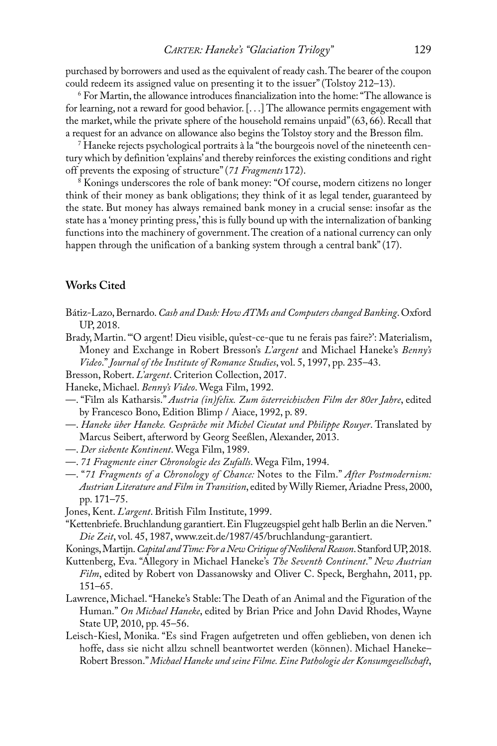purchased by borrowers and used as the equivalent of ready cash. The bearer of the coupon could redeem its assigned value on presenting it to the issuer" (Tolstoy 212–13).

[6] For Martin, the allowance introduces financialization into the home: "The allowance is for learning, not a reward for good behavior. [. . .] The allowance permits engagement with the market, while the private sphere of the household remains unpaid" (63, 66). Recall that a request for an advance on allowance also begins the Tolstoy story and the Bresson film.

[7] Haneke rejects psychological portraits à la "the bourgeois novel of the nineteenth century which by definition 'explains' and thereby reinforces the existing conditions and right off prevents the exposing of structure" (*71 Fragments* 172).

[8] Konings underscores the role of bank money: "Of course, modern citizens no longer think of their money as bank obligations; they think of it as legal tender, guaranteed by the state. But money has always remained bank money in a crucial sense: insofar as the state has a 'money printing press,' this is fully bound up with the internalization of banking functions into the machinery of government. The creation of a national currency can only happen through the unification of a banking system through a central bank" (17).

## Works Cited

Bátiz-Lazo, Bernardo. *Cash and Dash: How ATMs and Computers changed Banking*. Oxford UP, 2018.

Brady, Martin. "'O argent! Dieu visible, qu'est-ce-que tu ne ferais pas faire?': Materialism, Money and Exchange in Robert Bresson's *L'argent* and Michael Haneke's *Benny's Video*." *Journal of the Institute of Romance Studies*, vol. 5, 1997, pp. 235–43.

Bresson, Robert. *L'argent*. Criterion Collection, 2017.

Haneke, Michael. *Benny's Video*. Wega Film, 1992.

—. "Film als Katharsis." *Austria (in)felix. Zum österreichischen Film der 80er Jahre*, edited by Francesco Bono, Edition Blimp / Aiace, 1992, p. 89.

—. *Haneke über Haneke. Gespräche mit Michel Cieutat und Philippe Rouyer*. Translated by Marcus Seibert, afterword by Georg Seeßlen, Alexander, 2013.

—. *Der siebente Kontinent*. Wega Film, 1989.

—. *71 Fragmente einer Chronologie des Zufalls*. Wega Film, 1994.

—. "*71 Fragments of a Chronology of Chance:* Notes to the Film." *After Postmodernism: Austrian Literature and Film in Transition*, edited by Willy Riemer, Ariadne Press, 2000, pp. 171–75.

Jones, Kent. *L'argent*. British Film Institute, 1999.

"Kettenbriefe. Bruchlandung garantiert. Ein Flugzeugspiel geht halb Berlin an die Nerven." *Die Zeit*, vol. 45, 1987, www.zeit.de/1987/45/bruchlandung-garantiert.

Konings, Martijn. *Capital and Time: For a New Critique of Neoliberal Reason*. Stanford UP, 2018.

Kuttenberg, Eva. "Allegory in Michael Haneke's *The Seventh Continent*." *New Austrian Film*, edited by Robert von Dassanowsky and Oliver C. Speck, Berghahn, 2011, pp. 151–65.

Lawrence, Michael. "Haneke's Stable: The Death of an Animal and the Figuration of the Human." *On Michael Haneke*, edited by Brian Price and John David Rhodes, Wayne State UP, 2010, pp. 45–56.

Leisch-Kiesl, Monika. "Es sind Fragen aufgetreten und offen geblieben, von denen ich hoffe, dass sie nicht allzu schnell beantwortet werden (können). Michael Haneke–Robert Bresson." *Michael Haneke und seine Filme. Eine Pathologie der Konsumgesellschaft*,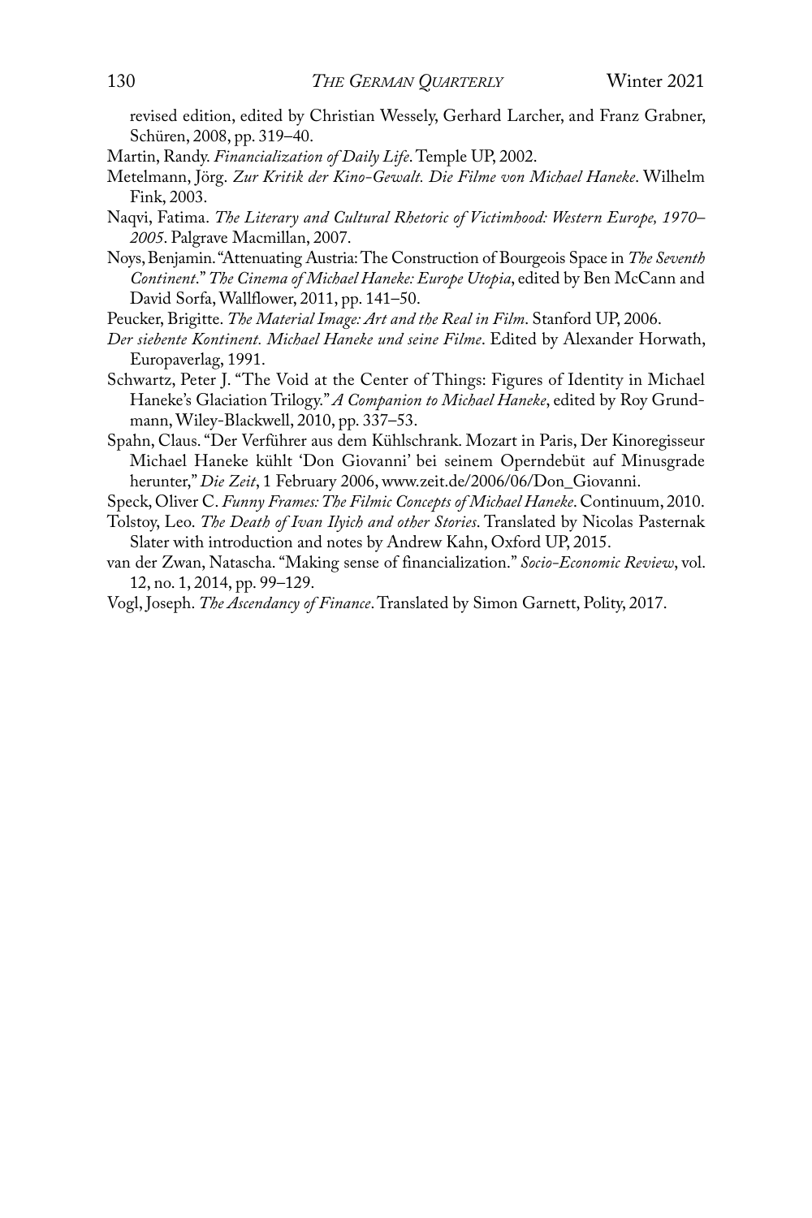revised edition, edited by Christian Wessely, Gerhard Larcher, and Franz Grabner, Schüren, 2008, pp. 319–40.

Martin, Randy. *Financialization of Daily Life*. Temple UP, 2002.

Metelmann, Jörg. *Zur Kritik der Kino-Gewalt. Die Filme von Michael Haneke*. Wilhelm Fink, 2003.

Naqvi, Fatima. *The Literary and Cultural Rhetoric of Victimhood: Western Europe, 1970–2005*. Palgrave Macmillan, 2007.

Noys, Benjamin. "Attenuating Austria: The Construction of Bourgeois Space in *The Seventh Continent*." *The Cinema of Michael Haneke: Europe Utopia*, edited by Ben McCann and David Sorfa, Wallflower, 2011, pp. 141–50.

Peucker, Brigitte. *The Material Image: Art and the Real in Film*. Stanford UP, 2006.

*Der siebente Kontinent. Michael Haneke und seine Filme*. Edited by Alexander Horwath, Europaverlag, 1991.

Schwartz, Peter J. "The Void at the Center of Things: Figures of Identity in Michael Haneke's Glaciation Trilogy." *A Companion to Michael Haneke*, edited by Roy Grundmann, Wiley-Blackwell, 2010, pp. 337–53.

Spahn, Claus. "Der Verführer aus dem Kühlschrank. Mozart in Paris, Der Kinoregisseur Michael Haneke kühlt 'Don Giovanni' bei seinem Operndebüt auf Minusgrade herunter," *Die Zeit*, 1 February 2006, www.zeit.de/2006/06/Don_Giovanni.

Speck, Oliver C. *Funny Frames: The Filmic Concepts of Michael Haneke*. Continuum, 2010.

Tolstoy, Leo. *The Death of Ivan Ilyich and other Stories*. Translated by Nicolas Pasternak Slater with introduction and notes by Andrew Kahn, Oxford UP, 2015.

van der Zwan, Natascha. "Making sense of financialization." *Socio-Economic Review*, vol. 12, no. 1, 2014, pp. 99–129.

Vogl, Joseph. *The Ascendancy of Finance*. Translated by Simon Garnett, Polity, 2017.